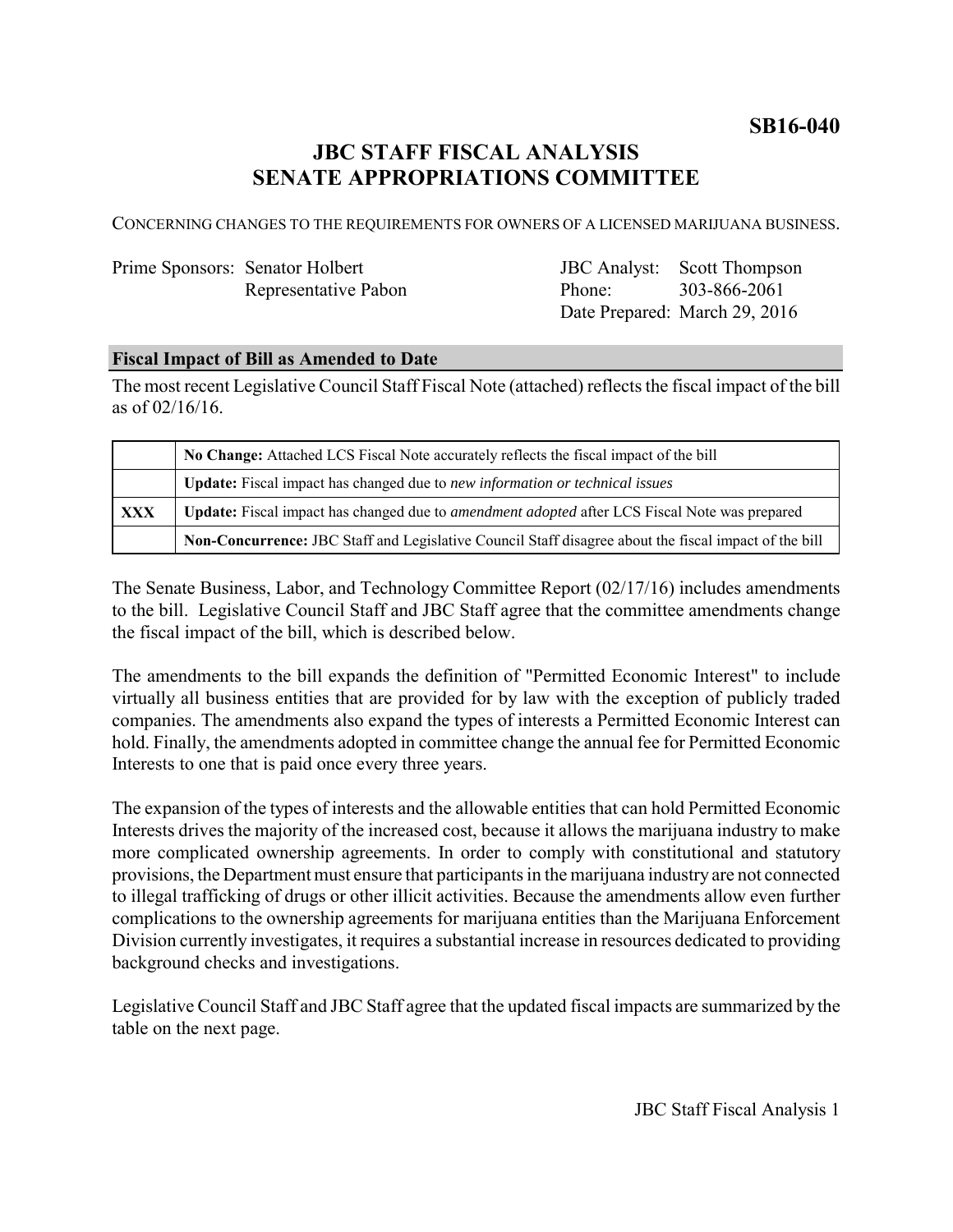**SB16-040**

# JBC STAFF FISCAL ANALYSIS
# SENATE APPROPRIATIONS COMMITTEE

CONCERNING CHANGES TO THE REQUIREMENTS FOR OWNERS OF A LICENSED MARIJUANA BUSINESS.

| | | | |
|---|---|---|---|
| Prime Sponsors: | Senator Holbert | JBC Analyst: | Scott Thompson |
| | Representative Pabon | Phone: | 303-866-2061 |
| | | Date Prepared: | March 29, 2016 |

## Fiscal Impact of Bill as Amended to Date

The most recent Legislative Council Staff Fiscal Note (attached) reflects the fiscal impact of the bill as of 02/16/16.

| | |
|---|---|
| | **No Change:** Attached LCS Fiscal Note accurately reflects the fiscal impact of the bill |
| | **Update:** Fiscal impact has changed due to *new information or technical issues* |
| **XXX** | **Update:** Fiscal impact has changed due to *amendment adopted* after LCS Fiscal Note was prepared |
| | **Non-Concurrence:** JBC Staff and Legislative Council Staff disagree about the fiscal impact of the bill |

The Senate Business, Labor, and Technology Committee Report (02/17/16) includes amendments to the bill. Legislative Council Staff and JBC Staff agree that the committee amendments change the fiscal impact of the bill, which is described below.

The amendments to the bill expands the definition of "Permitted Economic Interest" to include virtually all business entities that are provided for by law with the exception of publicly traded companies. The amendments also expand the types of interests a Permitted Economic Interest can hold. Finally, the amendments adopted in committee change the annual fee for Permitted Economic Interests to one that is paid once every three years.

The expansion of the types of interests and the allowable entities that can hold Permitted Economic Interests drives the majority of the increased cost, because it allows the marijuana industry to make more complicated ownership agreements. In order to comply with constitutional and statutory provisions, the Department must ensure that participants in the marijuana industry are not connected to illegal trafficking of drugs or other illicit activities. Because the amendments allow even further complications to the ownership agreements for marijuana entities than the Marijuana Enforcement Division currently investigates, it requires a substantial increase in resources dedicated to providing background checks and investigations.

Legislative Council Staff and JBC Staff agree that the updated fiscal impacts are summarized by the table on the next page.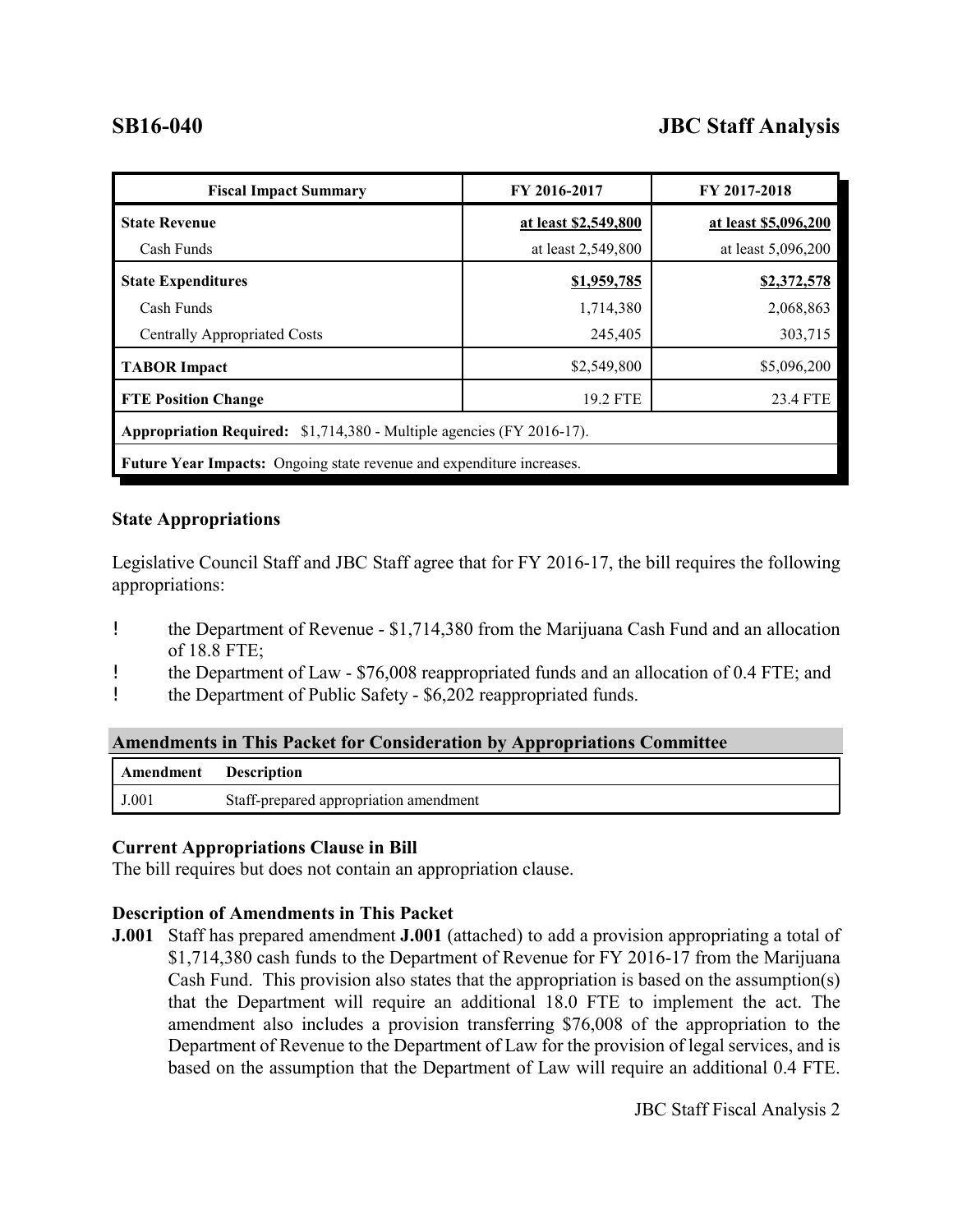| SB16-040 | JBC Staff Analysis |
|---|---|

| Fiscal Impact Summary | FY 2016-2017 | FY 2017-2018 |
|---|---|---|
| **State Revenue** | **at least $2,549,800** | **at least $5,096,200** |
| Cash Funds | at least 2,549,800 | at least 5,096,200 |
| **State Expenditures** | **$1,959,785** | **$2,372,578** |
| Cash Funds | 1,714,380 | 2,068,863 |
| Centrally Appropriated Costs | 245,405 | 303,715 |
| **TABOR Impact** | $2,549,800 | $5,096,200 |
| **FTE Position Change** | 19.2 FTE | 23.4 FTE |
| **Appropriation Required:** $1,714,380 - Multiple agencies (FY 2016-17). | | |
| **Future Year Impacts:** Ongoing state revenue and expenditure increases. | | |

### State Appropriations

Legislative Council Staff and JBC Staff agree that for FY 2016-17, the bill requires the following appropriations:

- the Department of Revenue - $1,714,380 from the Marijuana Cash Fund and an allocation of 18.8 FTE;
- the Department of Law - $76,008 reappropriated funds and an allocation of 0.4 FTE; and
- the Department of Public Safety - $6,202 reappropriated funds.

### Amendments in This Packet for Consideration by Appropriations Committee

| Amendment | Description |
|---|---|
| J.001 | Staff-prepared appropriation amendment |

### Current Appropriations Clause in Bill

The bill requires but does not contain an appropriation clause.

### Description of Amendments in This Packet

**J.001** Staff has prepared amendment **J.001** (attached) to add a provision appropriating a total of $1,714,380 cash funds to the Department of Revenue for FY 2016-17 from the Marijuana Cash Fund. This provision also states that the appropriation is based on the assumption(s) that the Department will require an additional 18.0 FTE to implement the act. The amendment also includes a provision transferring $76,008 of the appropriation to the Department of Revenue to the Department of Law for the provision of legal services, and is based on the assumption that the Department of Law will require an additional 0.4 FTE.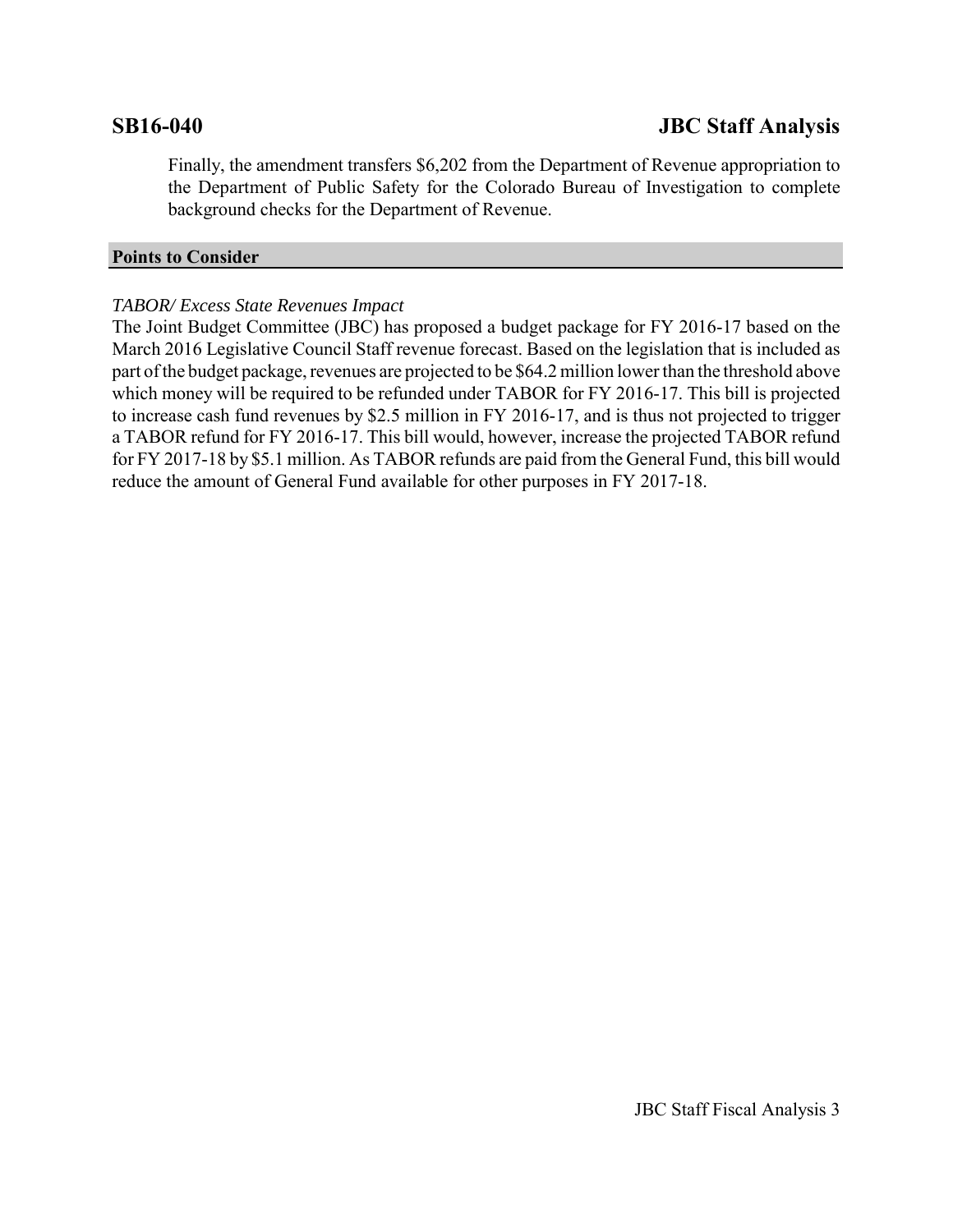Finally, the amendment transfers $6,202 from the Department of Revenue appropriation to the Department of Public Safety for the Colorado Bureau of Investigation to complete background checks for the Department of Revenue.

## Points to Consider

*TABOR/ Excess State Revenues Impact*

The Joint Budget Committee (JBC) has proposed a budget package for FY 2016-17 based on the March 2016 Legislative Council Staff revenue forecast. Based on the legislation that is included as part of the budget package, revenues are projected to be $64.2 million lower than the threshold above which money will be required to be refunded under TABOR for FY 2016-17. This bill is projected to increase cash fund revenues by $2.5 million in FY 2016-17, and is thus not projected to trigger a TABOR refund for FY 2016-17. This bill would, however, increase the projected TABOR refund for FY 2017-18 by $5.1 million. As TABOR refunds are paid from the General Fund, this bill would reduce the amount of General Fund available for other purposes in FY 2017-18.